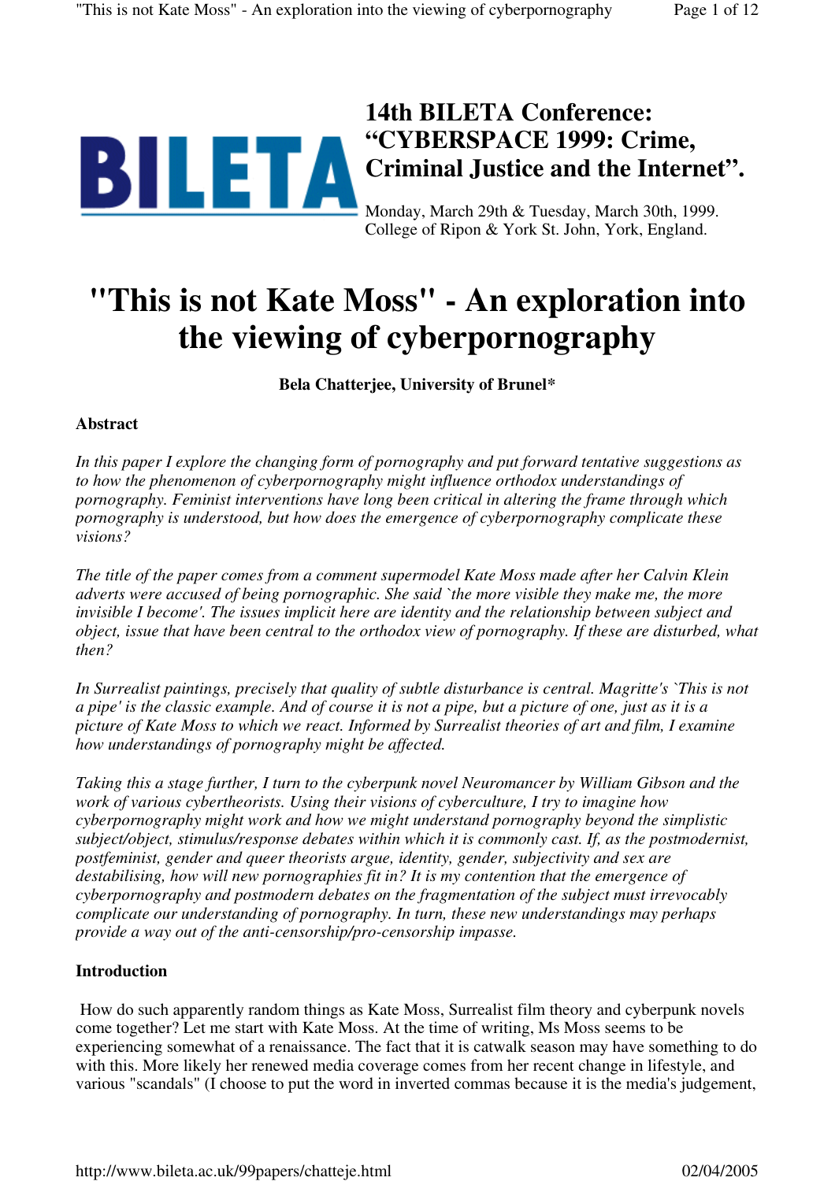# 14th BILETA Conference: "CYBERSPACE 1999: Crime, Criminal Justice and the Internet".

Monday, March 29th & Tuesday, March 30th, 1999.
College of Ripon & York St. John, York, England.

# "This is not Kate Moss" - An exploration into the viewing of cyberpornography

**Bela Chatterjee, University of Brunel***

### Abstract

*In this paper I explore the changing form of pornography and put forward tentative suggestions as to how the phenomenon of cyberpornography might influence orthodox understandings of pornography. Feminist interventions have long been critical in altering the frame through which pornography is understood, but how does the emergence of cyberpornography complicate these visions?*

*The title of the paper comes from a comment supermodel Kate Moss made after her Calvin Klein adverts were accused of being pornographic. She said `the more visible they make me, the more invisible I become'. The issues implicit here are identity and the relationship between subject and object, issue that have been central to the orthodox view of pornography. If these are disturbed, what then?*

*In Surrealist paintings, precisely that quality of subtle disturbance is central. Magritte's `This is not a pipe' is the classic example. And of course it is not a pipe, but a picture of one, just as it is a picture of Kate Moss to which we react. Informed by Surrealist theories of art and film, I examine how understandings of pornography might be affected.*

*Taking this a stage further, I turn to the cyberpunk novel Neuromancer by William Gibson and the work of various cybertheorists. Using their visions of cyberculture, I try to imagine how cyberpornography might work and how we might understand pornography beyond the simplistic subject/object, stimulus/response debates within which it is commonly cast. If, as the postmodernist, postfeminist, gender and queer theorists argue, identity, gender, subjectivity and sex are destabilising, how will new pornographies fit in? It is my contention that the emergence of cyberpornography and postmodern debates on the fragmentation of the subject must irrevocably complicate our understanding of pornography. In turn, these new understandings may perhaps provide a way out of the anti-censorship/pro-censorship impasse.*

### Introduction

How do such apparently random things as Kate Moss, Surrealist film theory and cyberpunk novels come together? Let me start with Kate Moss. At the time of writing, Ms Moss seems to be experiencing somewhat of a renaissance. The fact that it is catwalk season may have something to do with this. More likely her renewed media coverage comes from her recent change in lifestyle, and various "scandals" (I choose to put the word in inverted commas because it is the media's judgement,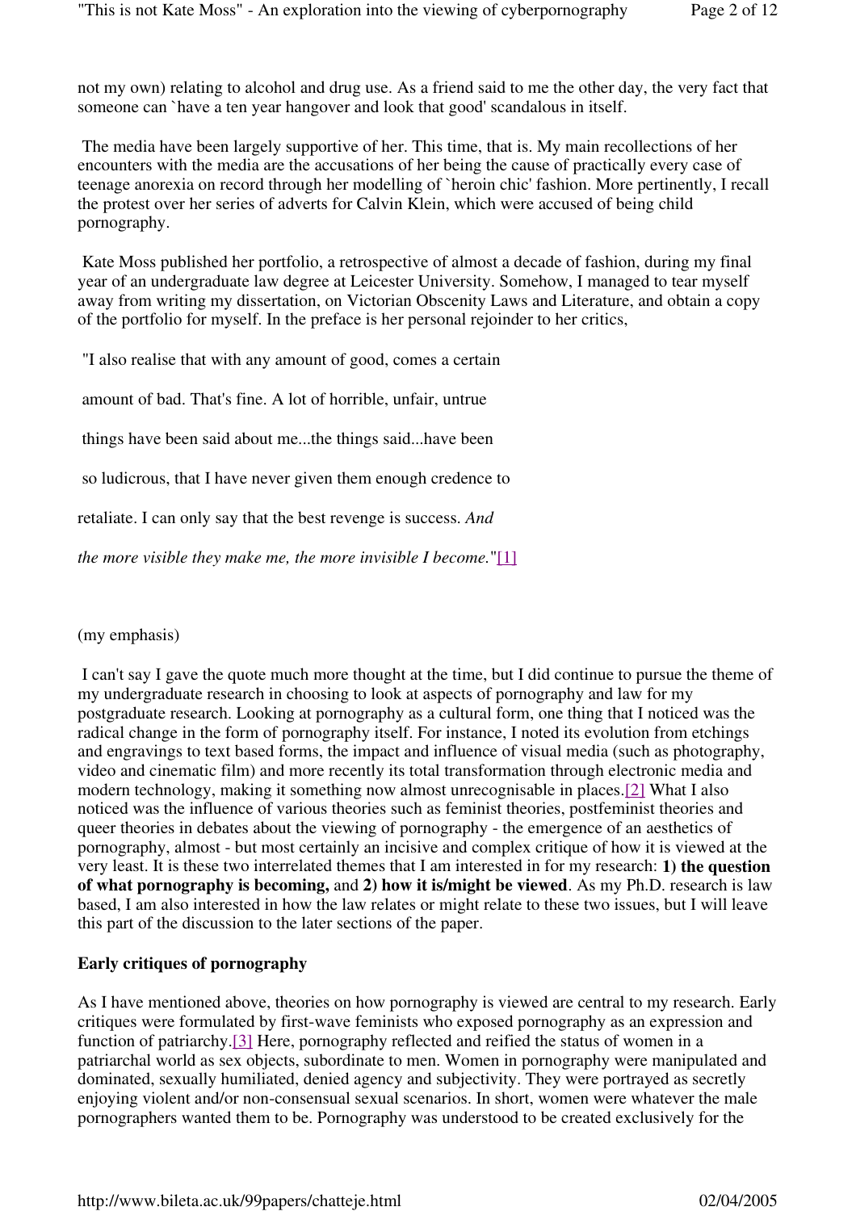not my own) relating to alcohol and drug use. As a friend said to me the other day, the very fact that someone can `have a ten year hangover and look that good' scandalous in itself.

The media have been largely supportive of her. This time, that is. My main recollections of her encounters with the media are the accusations of her being the cause of practically every case of teenage anorexia on record through her modelling of `heroin chic' fashion. More pertinently, I recall the protest over her series of adverts for Calvin Klein, which were accused of being child pornography.

Kate Moss published her portfolio, a retrospective of almost a decade of fashion, during my final year of an undergraduate law degree at Leicester University. Somehow, I managed to tear myself away from writing my dissertation, on Victorian Obscenity Laws and Literature, and obtain a copy of the portfolio for myself. In the preface is her personal rejoinder to her critics,

"I also realise that with any amount of good, comes a certain

amount of bad. That's fine. A lot of horrible, unfair, untrue

things have been said about me...the things said...have been

so ludicrous, that I have never given them enough credence to

retaliate. I can only say that the best revenge is success. *And*

*the more visible they make me, the more invisible I become.*"[1]

(my emphasis)

I can't say I gave the quote much more thought at the time, but I did continue to pursue the theme of my undergraduate research in choosing to look at aspects of pornography and law for my postgraduate research. Looking at pornography as a cultural form, one thing that I noticed was the radical change in the form of pornography itself. For instance, I noted its evolution from etchings and engravings to text based forms, the impact and influence of visual media (such as photography, video and cinematic film) and more recently its total transformation through electronic media and modern technology, making it something now almost unrecognisable in places.[2] What I also noticed was the influence of various theories such as feminist theories, postfeminist theories and queer theories in debates about the viewing of pornography - the emergence of an aesthetics of pornography, almost - but most certainly an incisive and complex critique of how it is viewed at the very least. It is these two interrelated themes that I am interested in for my research: **1) the question of what pornography is becoming,** and **2) how it is/might be viewed**. As my Ph.D. research is law based, I am also interested in how the law relates or might relate to these two issues, but I will leave this part of the discussion to the later sections of the paper.

**Early critiques of pornography**

As I have mentioned above, theories on how pornography is viewed are central to my research. Early critiques were formulated by first-wave feminists who exposed pornography as an expression and function of patriarchy.[3] Here, pornography reflected and reified the status of women in a patriarchal world as sex objects, subordinate to men. Women in pornography were manipulated and dominated, sexually humiliated, denied agency and subjectivity. They were portrayed as secretly enjoying violent and/or non-consensual sexual scenarios. In short, women were whatever the male pornographers wanted them to be. Pornography was understood to be created exclusively for the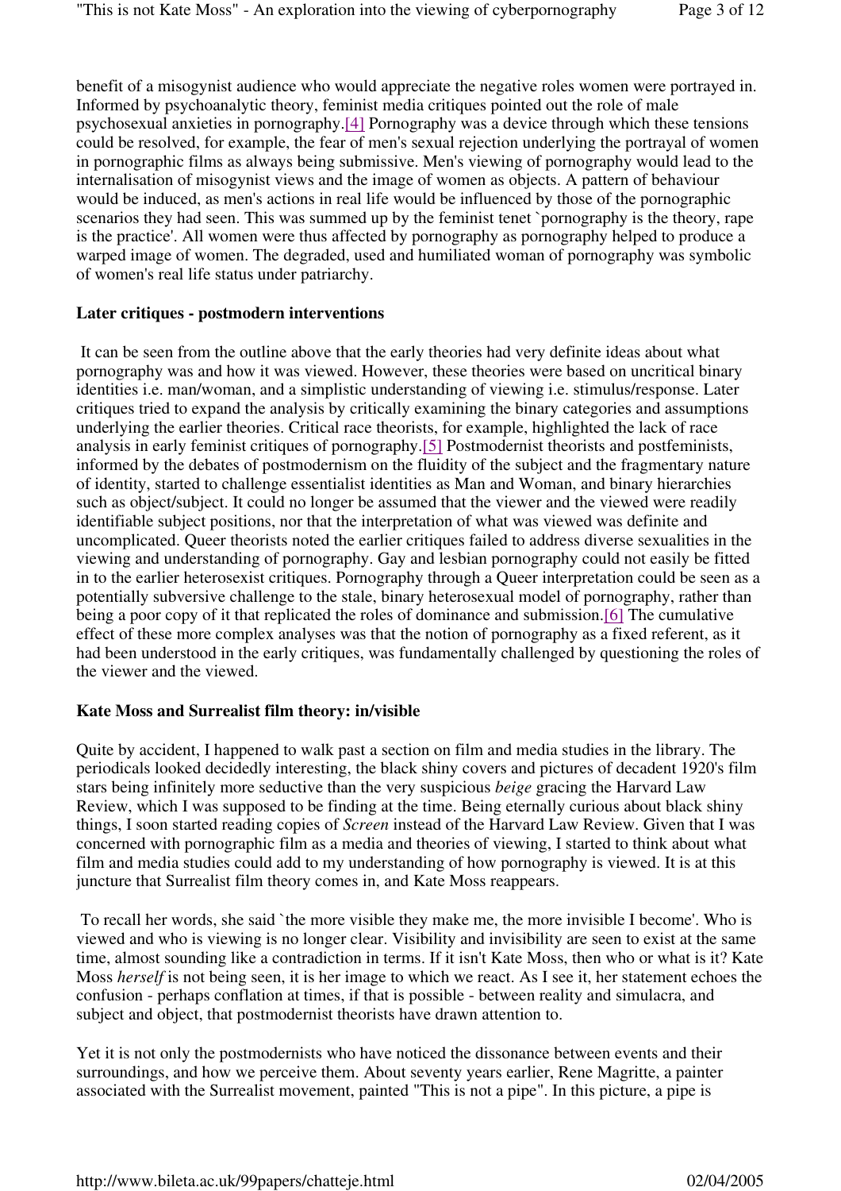benefit of a misogynist audience who would appreciate the negative roles women were portrayed in. Informed by psychoanalytic theory, feminist media critiques pointed out the role of male psychosexual anxieties in pornography.[4] Pornography was a device through which these tensions could be resolved, for example, the fear of men's sexual rejection underlying the portrayal of women in pornographic films as always being submissive. Men's viewing of pornography would lead to the internalisation of misogynist views and the image of women as objects. A pattern of behaviour would be induced, as men's actions in real life would be influenced by those of the pornographic scenarios they had seen. This was summed up by the feminist tenet `pornography is the theory, rape is the practice'. All women were thus affected by pornography as pornography helped to produce a warped image of women. The degraded, used and humiliated woman of pornography was symbolic of women's real life status under patriarchy.

**Later critiques - postmodern interventions**

It can be seen from the outline above that the early theories had very definite ideas about what pornography was and how it was viewed. However, these theories were based on uncritical binary identities i.e. man/woman, and a simplistic understanding of viewing i.e. stimulus/response. Later critiques tried to expand the analysis by critically examining the binary categories and assumptions underlying the earlier theories. Critical race theorists, for example, highlighted the lack of race analysis in early feminist critiques of pornography.[5] Postmodernist theorists and postfeminists, informed by the debates of postmodernism on the fluidity of the subject and the fragmentary nature of identity, started to challenge essentialist identities as Man and Woman, and binary hierarchies such as object/subject. It could no longer be assumed that the viewer and the viewed were readily identifiable subject positions, nor that the interpretation of what was viewed was definite and uncomplicated. Queer theorists noted the earlier critiques failed to address diverse sexualities in the viewing and understanding of pornography. Gay and lesbian pornography could not easily be fitted in to the earlier heterosexist critiques. Pornography through a Queer interpretation could be seen as a potentially subversive challenge to the stale, binary heterosexual model of pornography, rather than being a poor copy of it that replicated the roles of dominance and submission.[6] The cumulative effect of these more complex analyses was that the notion of pornography as a fixed referent, as it had been understood in the early critiques, was fundamentally challenged by questioning the roles of the viewer and the viewed.

**Kate Moss and Surrealist film theory: in/visible**

Quite by accident, I happened to walk past a section on film and media studies in the library. The periodicals looked decidedly interesting, the black shiny covers and pictures of decadent 1920's film stars being infinitely more seductive than the very suspicious *beige* gracing the Harvard Law Review, which I was supposed to be finding at the time. Being eternally curious about black shiny things, I soon started reading copies of *Screen* instead of the Harvard Law Review. Given that I was concerned with pornographic film as a media and theories of viewing, I started to think about what film and media studies could add to my understanding of how pornography is viewed. It is at this juncture that Surrealist film theory comes in, and Kate Moss reappears.

To recall her words, she said `the more visible they make me, the more invisible I become'. Who is viewed and who is viewing is no longer clear. Visibility and invisibility are seen to exist at the same time, almost sounding like a contradiction in terms. If it isn't Kate Moss, then who or what is it? Kate Moss *herself* is not being seen, it is her image to which we react. As I see it, her statement echoes the confusion - perhaps conflation at times, if that is possible - between reality and simulacra, and subject and object, that postmodernist theorists have drawn attention to.

Yet it is not only the postmodernists who have noticed the dissonance between events and their surroundings, and how we perceive them. About seventy years earlier, Rene Magritte, a painter associated with the Surrealist movement, painted "This is not a pipe". In this picture, a pipe is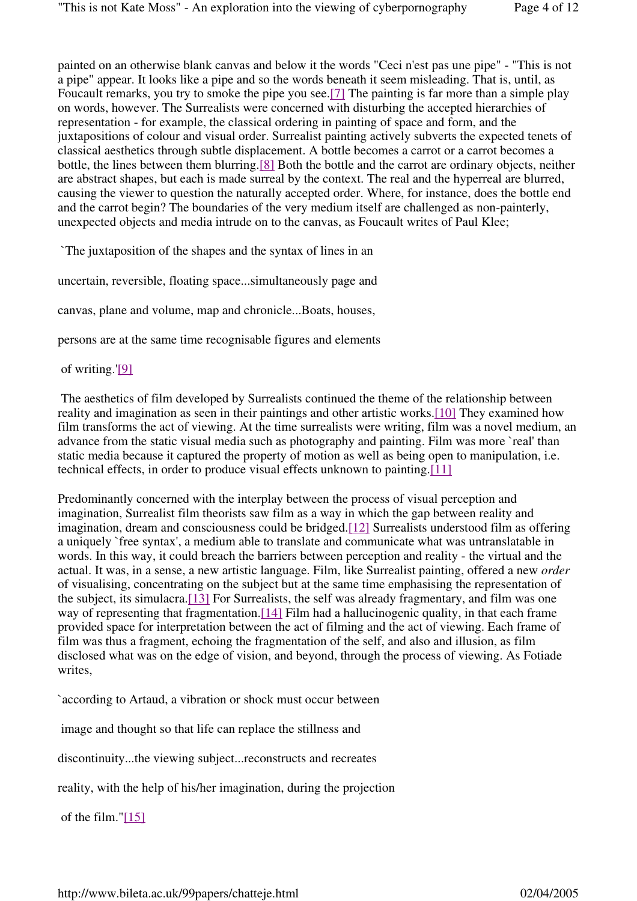painted on an otherwise blank canvas and below it the words "Ceci n'est pas une pipe" - "This is not a pipe" appear. It looks like a pipe and so the words beneath it seem misleading. That is, until, as Foucault remarks, you try to smoke the pipe you see.[7] The painting is far more than a simple play on words, however. The Surrealists were concerned with disturbing the accepted hierarchies of representation - for example, the classical ordering in painting of space and form, and the juxtapositions of colour and visual order. Surrealist painting actively subverts the expected tenets of classical aesthetics through subtle displacement. A bottle becomes a carrot or a carrot becomes a bottle, the lines between them blurring.[8] Both the bottle and the carrot are ordinary objects, neither are abstract shapes, but each is made surreal by the context. The real and the hyperreal are blurred, causing the viewer to question the naturally accepted order. Where, for instance, does the bottle end and the carrot begin? The boundaries of the very medium itself are challenged as non-painterly, unexpected objects and media intrude on to the canvas, as Foucault writes of Paul Klee;

`The juxtaposition of the shapes and the syntax of lines in an

uncertain, reversible, floating space...simultaneously page and

canvas, plane and volume, map and chronicle...Boats, houses,

persons are at the same time recognisable figures and elements

of writing.'[9]

The aesthetics of film developed by Surrealists continued the theme of the relationship between reality and imagination as seen in their paintings and other artistic works.[10] They examined how film transforms the act of viewing. At the time surrealists were writing, film was a novel medium, an advance from the static visual media such as photography and painting. Film was more `real' than static media because it captured the property of motion as well as being open to manipulation, i.e. technical effects, in order to produce visual effects unknown to painting.[11]

Predominantly concerned with the interplay between the process of visual perception and imagination, Surrealist film theorists saw film as a way in which the gap between reality and imagination, dream and consciousness could be bridged.[12] Surrealists understood film as offering a uniquely `free syntax', a medium able to translate and communicate what was untranslatable in words. In this way, it could breach the barriers between perception and reality - the virtual and the actual. It was, in a sense, a new artistic language. Film, like Surrealist painting, offered a new *order* of visualising, concentrating on the subject but at the same time emphasising the representation of the subject, its simulacra.[13] For Surrealists, the self was already fragmentary, and film was one way of representing that fragmentation.[14] Film had a hallucinogenic quality, in that each frame provided space for interpretation between the act of filming and the act of viewing. Each frame of film was thus a fragment, echoing the fragmentation of the self, and also and illusion, as film disclosed what was on the edge of vision, and beyond, through the process of viewing. As Fotiade writes,

`according to Artaud, a vibration or shock must occur between

image and thought so that life can replace the stillness and

discontinuity...the viewing subject...reconstructs and recreates

reality, with the help of his/her imagination, during the projection

of the film."[15]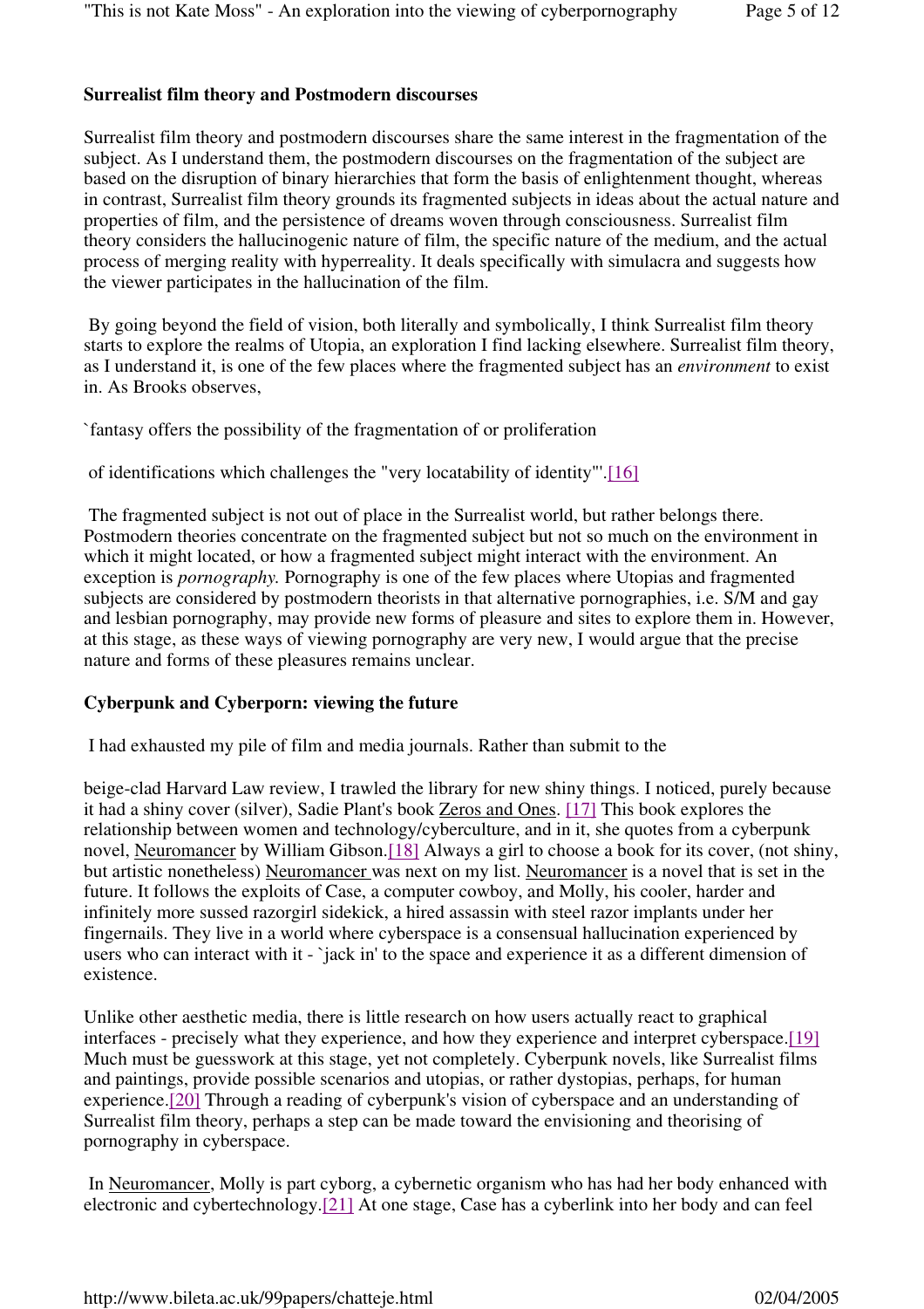**Surrealist film theory and Postmodern discourses**

Surrealist film theory and postmodern discourses share the same interest in the fragmentation of the subject. As I understand them, the postmodern discourses on the fragmentation of the subject are based on the disruption of binary hierarchies that form the basis of enlightenment thought, whereas in contrast, Surrealist film theory grounds its fragmented subjects in ideas about the actual nature and properties of film, and the persistence of dreams woven through consciousness. Surrealist film theory considers the hallucinogenic nature of film, the specific nature of the medium, and the actual process of merging reality with hyperreality. It deals specifically with simulacra and suggests how the viewer participates in the hallucination of the film.

By going beyond the field of vision, both literally and symbolically, I think Surrealist film theory starts to explore the realms of Utopia, an exploration I find lacking elsewhere. Surrealist film theory, as I understand it, is one of the few places where the fragmented subject has an *environment* to exist in. As Brooks observes,

`fantasy offers the possibility of the fragmentation of or proliferation

of identifications which challenges the "very locatability of identity"'.[16]

The fragmented subject is not out of place in the Surrealist world, but rather belongs there. Postmodern theories concentrate on the fragmented subject but not so much on the environment in which it might located, or how a fragmented subject might interact with the environment. An exception is *pornography.* Pornography is one of the few places where Utopias and fragmented subjects are considered by postmodern theorists in that alternative pornographies, i.e. S/M and gay and lesbian pornography, may provide new forms of pleasure and sites to explore them in. However, at this stage, as these ways of viewing pornography are very new, I would argue that the precise nature and forms of these pleasures remains unclear.

**Cyberpunk and Cyberporn: viewing the future**

I had exhausted my pile of film and media journals. Rather than submit to the

beige-clad Harvard Law review, I trawled the library for new shiny things. I noticed, purely because it had a shiny cover (silver), Sadie Plant's book Zeros and Ones. [17] This book explores the relationship between women and technology/cyberculture, and in it, she quotes from a cyberpunk novel, Neuromancer by William Gibson.[18] Always a girl to choose a book for its cover, (not shiny, but artistic nonetheless) Neuromancer was next on my list. Neuromancer is a novel that is set in the future. It follows the exploits of Case, a computer cowboy, and Molly, his cooler, harder and infinitely more sussed razorgirl sidekick, a hired assassin with steel razor implants under her fingernails. They live in a world where cyberspace is a consensual hallucination experienced by users who can interact with it - `jack in' to the space and experience it as a different dimension of existence.

Unlike other aesthetic media, there is little research on how users actually react to graphical interfaces - precisely what they experience, and how they experience and interpret cyberspace.[19] Much must be guesswork at this stage, yet not completely. Cyberpunk novels, like Surrealist films and paintings, provide possible scenarios and utopias, or rather dystopias, perhaps, for human experience.[20] Through a reading of cyberpunk's vision of cyberspace and an understanding of Surrealist film theory, perhaps a step can be made toward the envisioning and theorising of pornography in cyberspace.

In Neuromancer, Molly is part cyborg, a cybernetic organism who has had her body enhanced with electronic and cybertechnology.[21] At one stage, Case has a cyberlink into her body and can feel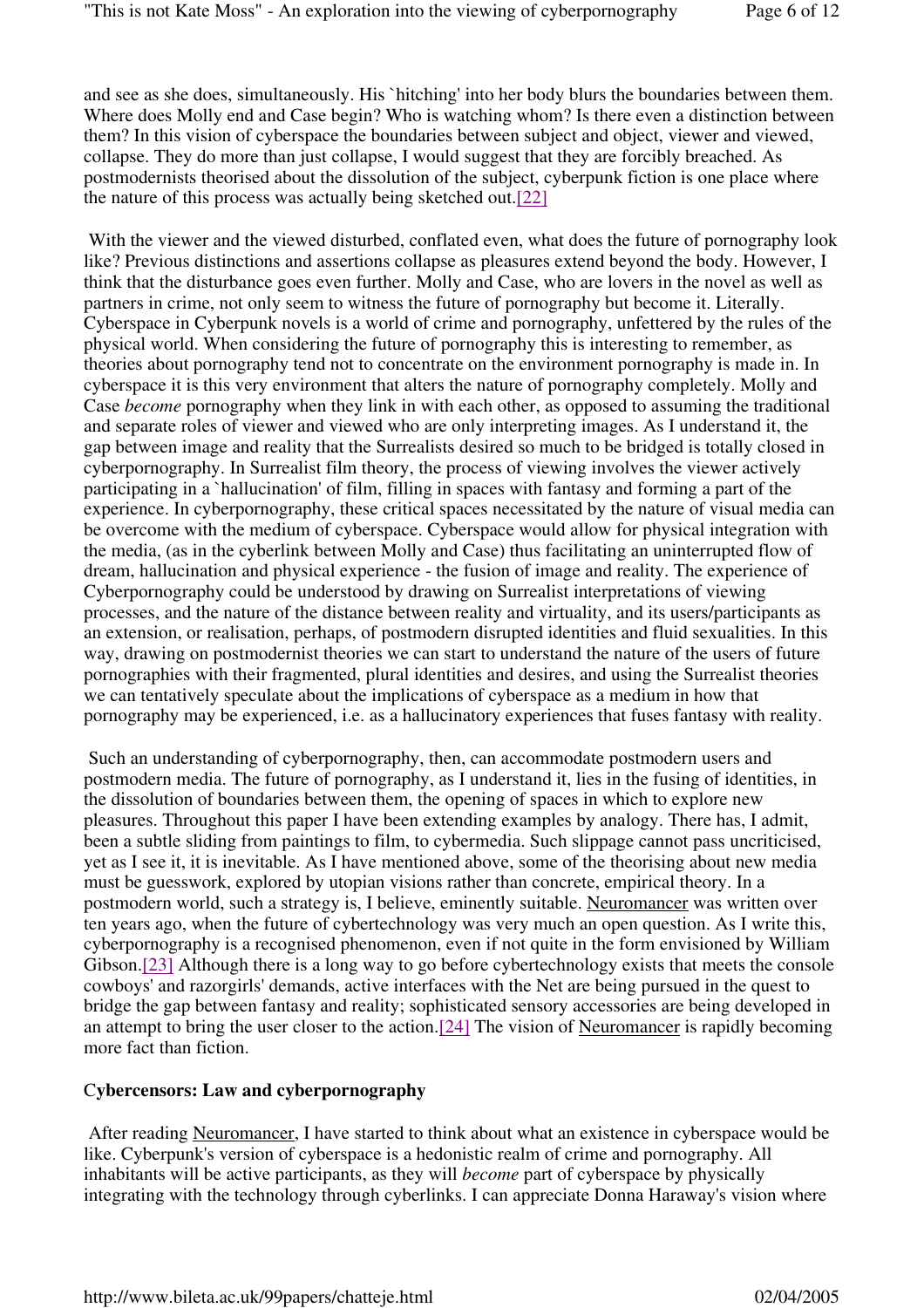and see as she does, simultaneously. His `hitching' into her body blurs the boundaries between them. Where does Molly end and Case begin? Who is watching whom? Is there even a distinction between them? In this vision of cyberspace the boundaries between subject and object, viewer and viewed, collapse. They do more than just collapse, I would suggest that they are forcibly breached. As postmodernists theorised about the dissolution of the subject, cyberpunk fiction is one place where the nature of this process was actually being sketched out.[22]

With the viewer and the viewed disturbed, conflated even, what does the future of pornography look like? Previous distinctions and assertions collapse as pleasures extend beyond the body. However, I think that the disturbance goes even further. Molly and Case, who are lovers in the novel as well as partners in crime, not only seem to witness the future of pornography but become it. Literally. Cyberspace in Cyberpunk novels is a world of crime and pornography, unfettered by the rules of the physical world. When considering the future of pornography this is interesting to remember, as theories about pornography tend not to concentrate on the environment pornography is made in. In cyberspace it is this very environment that alters the nature of pornography completely. Molly and Case *become* pornography when they link in with each other, as opposed to assuming the traditional and separate roles of viewer and viewed who are only interpreting images. As I understand it, the gap between image and reality that the Surrealists desired so much to be bridged is totally closed in cyberpornography. In Surrealist film theory, the process of viewing involves the viewer actively participating in a `hallucination' of film, filling in spaces with fantasy and forming a part of the experience. In cyberpornography, these critical spaces necessitated by the nature of visual media can be overcome with the medium of cyberspace. Cyberspace would allow for physical integration with the media, (as in the cyberlink between Molly and Case) thus facilitating an uninterrupted flow of dream, hallucination and physical experience - the fusion of image and reality. The experience of Cyberpornography could be understood by drawing on Surrealist interpretations of viewing processes, and the nature of the distance between reality and virtuality, and its users/participants as an extension, or realisation, perhaps, of postmodern disrupted identities and fluid sexualities. In this way, drawing on postmodernist theories we can start to understand the nature of the users of future pornographies with their fragmented, plural identities and desires, and using the Surrealist theories we can tentatively speculate about the implications of cyberspace as a medium in how that pornography may be experienced, i.e. as a hallucinatory experiences that fuses fantasy with reality.

Such an understanding of cyberpornography, then, can accommodate postmodern users and postmodern media. The future of pornography, as I understand it, lies in the fusing of identities, in the dissolution of boundaries between them, the opening of spaces in which to explore new pleasures. Throughout this paper I have been extending examples by analogy. There has, I admit, been a subtle sliding from paintings to film, to cybermedia. Such slippage cannot pass uncriticised, yet as I see it, it is inevitable. As I have mentioned above, some of the theorising about new media must be guesswork, explored by utopian visions rather than concrete, empirical theory. In a postmodern world, such a strategy is, I believe, eminently suitable. Neuromancer was written over ten years ago, when the future of cybertechnology was very much an open question. As I write this, cyberpornography is a recognised phenomenon, even if not quite in the form envisioned by William Gibson.[23] Although there is a long way to go before cybertechnology exists that meets the console cowboys' and razorgirls' demands, active interfaces with the Net are being pursued in the quest to bridge the gap between fantasy and reality; sophisticated sensory accessories are being developed in an attempt to bring the user closer to the action.[24] The vision of Neuromancer is rapidly becoming more fact than fiction.

### Cybercensors: Law and cyberpornography

After reading Neuromancer, I have started to think about what an existence in cyberspace would be like. Cyberpunk's version of cyberspace is a hedonistic realm of crime and pornography. All inhabitants will be active participants, as they will *become* part of cyberspace by physically integrating with the technology through cyberlinks. I can appreciate Donna Haraway's vision where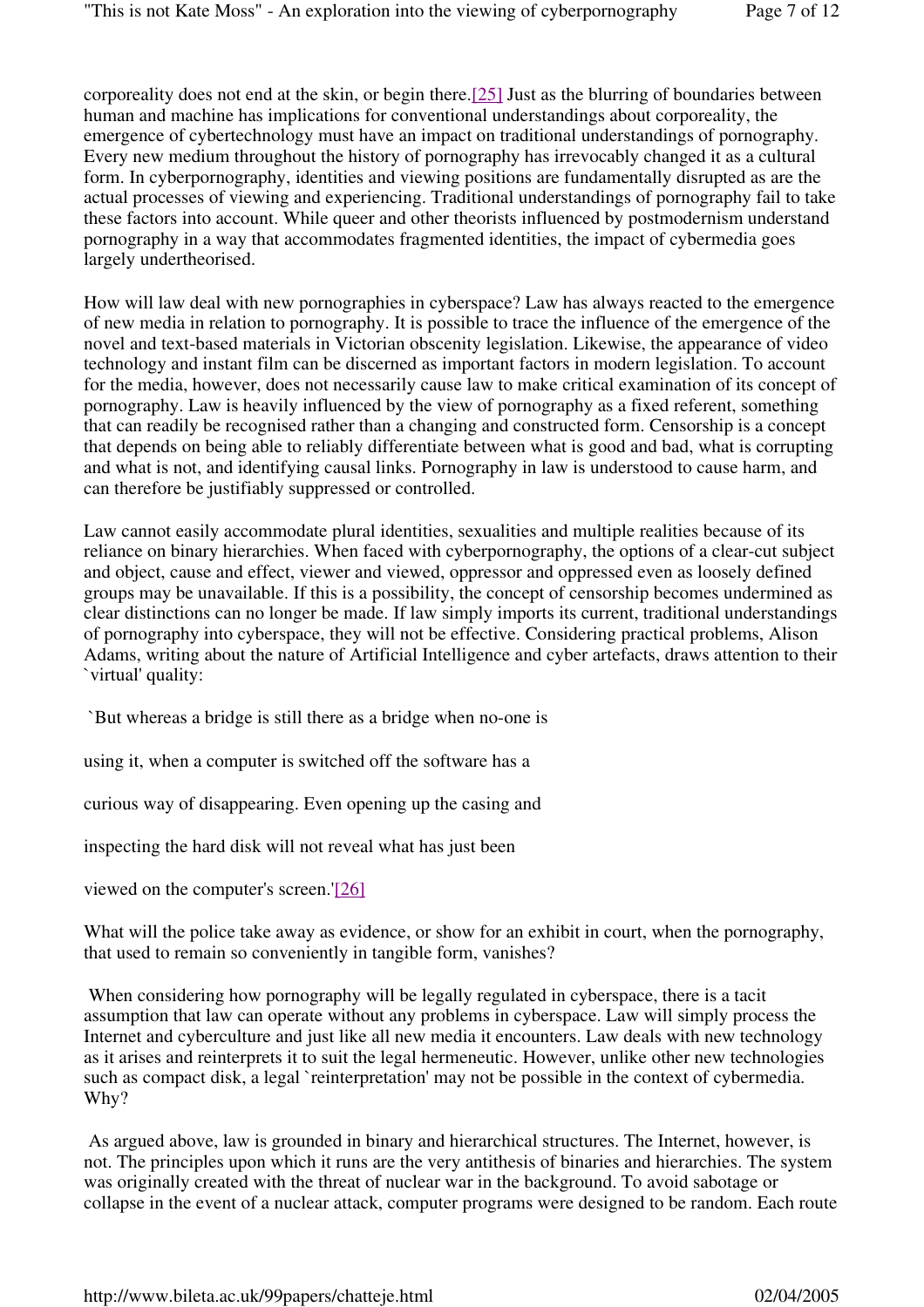corporeality does not end at the skin, or begin there.[25] Just as the blurring of boundaries between human and machine has implications for conventional understandings about corporeality, the emergence of cybertechnology must have an impact on traditional understandings of pornography. Every new medium throughout the history of pornography has irrevocably changed it as a cultural form. In cyberpornography, identities and viewing positions are fundamentally disrupted as are the actual processes of viewing and experiencing. Traditional understandings of pornography fail to take these factors into account. While queer and other theorists influenced by postmodernism understand pornography in a way that accommodates fragmented identities, the impact of cybermedia goes largely undertheorised.

How will law deal with new pornographies in cyberspace? Law has always reacted to the emergence of new media in relation to pornography. It is possible to trace the influence of the emergence of the novel and text-based materials in Victorian obscenity legislation. Likewise, the appearance of video technology and instant film can be discerned as important factors in modern legislation. To account for the media, however, does not necessarily cause law to make critical examination of its concept of pornography. Law is heavily influenced by the view of pornography as a fixed referent, something that can readily be recognised rather than a changing and constructed form. Censorship is a concept that depends on being able to reliably differentiate between what is good and bad, what is corrupting and what is not, and identifying causal links. Pornography in law is understood to cause harm, and can therefore be justifiably suppressed or controlled.

Law cannot easily accommodate plural identities, sexualities and multiple realities because of its reliance on binary hierarchies. When faced with cyberpornography, the options of a clear-cut subject and object, cause and effect, viewer and viewed, oppressor and oppressed even as loosely defined groups may be unavailable. If this is a possibility, the concept of censorship becomes undermined as clear distinctions can no longer be made. If law simply imports its current, traditional understandings of pornography into cyberspace, they will not be effective. Considering practical problems, Alison Adams, writing about the nature of Artificial Intelligence and cyber artefacts, draws attention to their `virtual' quality:

`But whereas a bridge is still there as a bridge when no-one is

using it, when a computer is switched off the software has a

curious way of disappearing. Even opening up the casing and

inspecting the hard disk will not reveal what has just been

viewed on the computer's screen.'[26]

What will the police take away as evidence, or show for an exhibit in court, when the pornography, that used to remain so conveniently in tangible form, vanishes?

When considering how pornography will be legally regulated in cyberspace, there is a tacit assumption that law can operate without any problems in cyberspace. Law will simply process the Internet and cyberculture and just like all new media it encounters. Law deals with new technology as it arises and reinterprets it to suit the legal hermeneutic. However, unlike other new technologies such as compact disk, a legal `reinterpretation' may not be possible in the context of cybermedia. Why?

As argued above, law is grounded in binary and hierarchical structures. The Internet, however, is not. The principles upon which it runs are the very antithesis of binaries and hierarchies. The system was originally created with the threat of nuclear war in the background. To avoid sabotage or collapse in the event of a nuclear attack, computer programs were designed to be random. Each route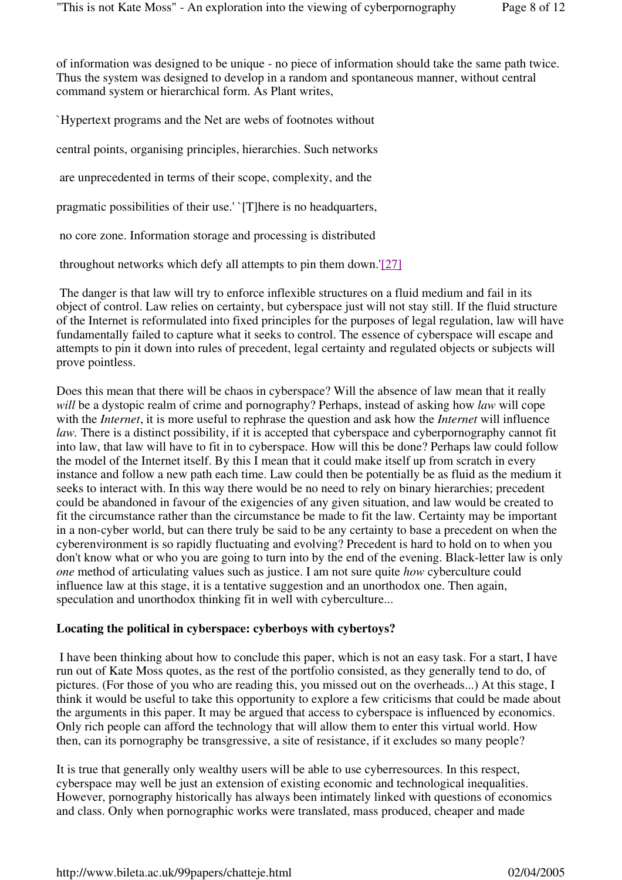of information was designed to be unique - no piece of information should take the same path twice. Thus the system was designed to develop in a random and spontaneous manner, without central command system or hierarchical form. As Plant writes,

`Hypertext programs and the Net are webs of footnotes without central points, organising principles, hierarchies. Such networks are unprecedented in terms of their scope, complexity, and the pragmatic possibilities of their use.' `[T]here is no headquarters, no core zone. Information storage and processing is distributed throughout networks which defy all attempts to pin them down.'[27]

The danger is that law will try to enforce inflexible structures on a fluid medium and fail in its object of control. Law relies on certainty, but cyberspace just will not stay still. If the fluid structure of the Internet is reformulated into fixed principles for the purposes of legal regulation, law will have fundamentally failed to capture what it seeks to control. The essence of cyberspace will escape and attempts to pin it down into rules of precedent, legal certainty and regulated objects or subjects will prove pointless.

Does this mean that there will be chaos in cyberspace? Will the absence of law mean that it really *will* be a dystopic realm of crime and pornography? Perhaps, instead of asking how *law* will cope with the *Internet*, it is more useful to rephrase the question and ask how the *Internet* will influence *law.* There is a distinct possibility, if it is accepted that cyberspace and cyberpornography cannot fit into law, that law will have to fit in to cyberspace. How will this be done? Perhaps law could follow the model of the Internet itself. By this I mean that it could make itself up from scratch in every instance and follow a new path each time. Law could then be potentially be as fluid as the medium it seeks to interact with. In this way there would be no need to rely on binary hierarchies; precedent could be abandoned in favour of the exigencies of any given situation, and law would be created to fit the circumstance rather than the circumstance be made to fit the law. Certainty may be important in a non-cyber world, but can there truly be said to be any certainty to base a precedent on when the cyberenvironment is so rapidly fluctuating and evolving? Precedent is hard to hold on to when you don't know what or who you are going to turn into by the end of the evening. Black-letter law is only *one* method of articulating values such as justice. I am not sure quite *how* cyberculture could influence law at this stage, it is a tentative suggestion and an unorthodox one. Then again, speculation and unorthodox thinking fit in well with cyberculture...

**Locating the political in cyberspace: cyberboys with cybertoys?**

I have been thinking about how to conclude this paper, which is not an easy task. For a start, I have run out of Kate Moss quotes, as the rest of the portfolio consisted, as they generally tend to do, of pictures. (For those of you who are reading this, you missed out on the overheads...) At this stage, I think it would be useful to take this opportunity to explore a few criticisms that could be made about the arguments in this paper. It may be argued that access to cyberspace is influenced by economics. Only rich people can afford the technology that will allow them to enter this virtual world. How then, can its pornography be transgressive, a site of resistance, if it excludes so many people?

It is true that generally only wealthy users will be able to use cyberresources. In this respect, cyberspace may well be just an extension of existing economic and technological inequalities. However, pornography historically has always been intimately linked with questions of economics and class. Only when pornographic works were translated, mass produced, cheaper and made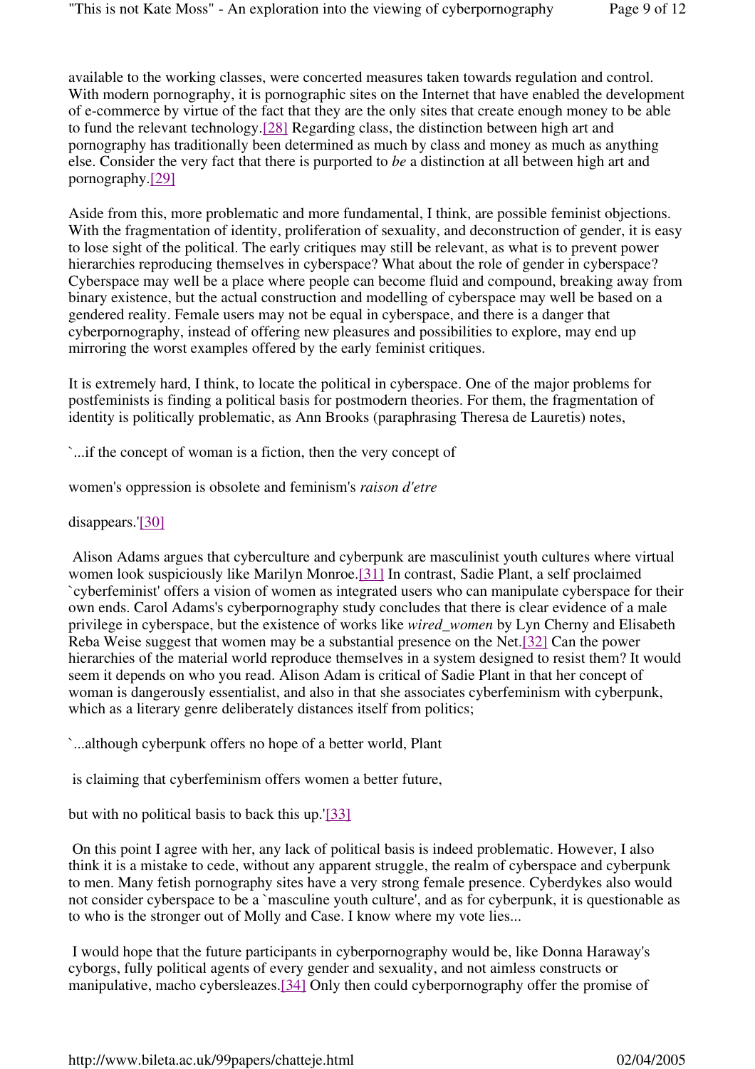available to the working classes, were concerted measures taken towards regulation and control. With modern pornography, it is pornographic sites on the Internet that have enabled the development of e-commerce by virtue of the fact that they are the only sites that create enough money to be able to fund the relevant technology.[28] Regarding class, the distinction between high art and pornography has traditionally been determined as much by class and money as much as anything else. Consider the very fact that there is purported to *be* a distinction at all between high art and pornography.[29]

Aside from this, more problematic and more fundamental, I think, are possible feminist objections. With the fragmentation of identity, proliferation of sexuality, and deconstruction of gender, it is easy to lose sight of the political. The early critiques may still be relevant, as what is to prevent power hierarchies reproducing themselves in cyberspace? What about the role of gender in cyberspace? Cyberspace may well be a place where people can become fluid and compound, breaking away from binary existence, but the actual construction and modelling of cyberspace may well be based on a gendered reality. Female users may not be equal in cyberspace, and there is a danger that cyberpornography, instead of offering new pleasures and possibilities to explore, may end up mirroring the worst examples offered by the early feminist critiques.

It is extremely hard, I think, to locate the political in cyberspace. One of the major problems for postfeminists is finding a political basis for postmodern theories. For them, the fragmentation of identity is politically problematic, as Ann Brooks (paraphrasing Theresa de Lauretis) notes,

`...if the concept of woman is a fiction, then the very concept of

women's oppression is obsolete and feminism's *raison d'etre*

disappears.'[30]

Alison Adams argues that cyberculture and cyberpunk are masculinist youth cultures where virtual women look suspiciously like Marilyn Monroe.[31] In contrast, Sadie Plant, a self proclaimed `cyberfeminist' offers a vision of women as integrated users who can manipulate cyberspace for their own ends. Carol Adams's cyberpornography study concludes that there is clear evidence of a male privilege in cyberspace, but the existence of works like *wired_women* by Lyn Cherny and Elisabeth Reba Weise suggest that women may be a substantial presence on the Net.[32] Can the power hierarchies of the material world reproduce themselves in a system designed to resist them? It would seem it depends on who you read. Alison Adam is critical of Sadie Plant in that her concept of woman is dangerously essentialist, and also in that she associates cyberfeminism with cyberpunk, which as a literary genre deliberately distances itself from politics;

`...although cyberpunk offers no hope of a better world, Plant

is claiming that cyberfeminism offers women a better future,

but with no political basis to back this up.'[33]

On this point I agree with her, any lack of political basis is indeed problematic. However, I also think it is a mistake to cede, without any apparent struggle, the realm of cyberspace and cyberpunk to men. Many fetish pornography sites have a very strong female presence. Cyberdykes also would not consider cyberspace to be a `masculine youth culture', and as for cyberpunk, it is questionable as to who is the stronger out of Molly and Case. I know where my vote lies...

I would hope that the future participants in cyberpornography would be, like Donna Haraway's cyborgs, fully political agents of every gender and sexuality, and not aimless constructs or manipulative, macho cybersleazes.[34] Only then could cyberpornography offer the promise of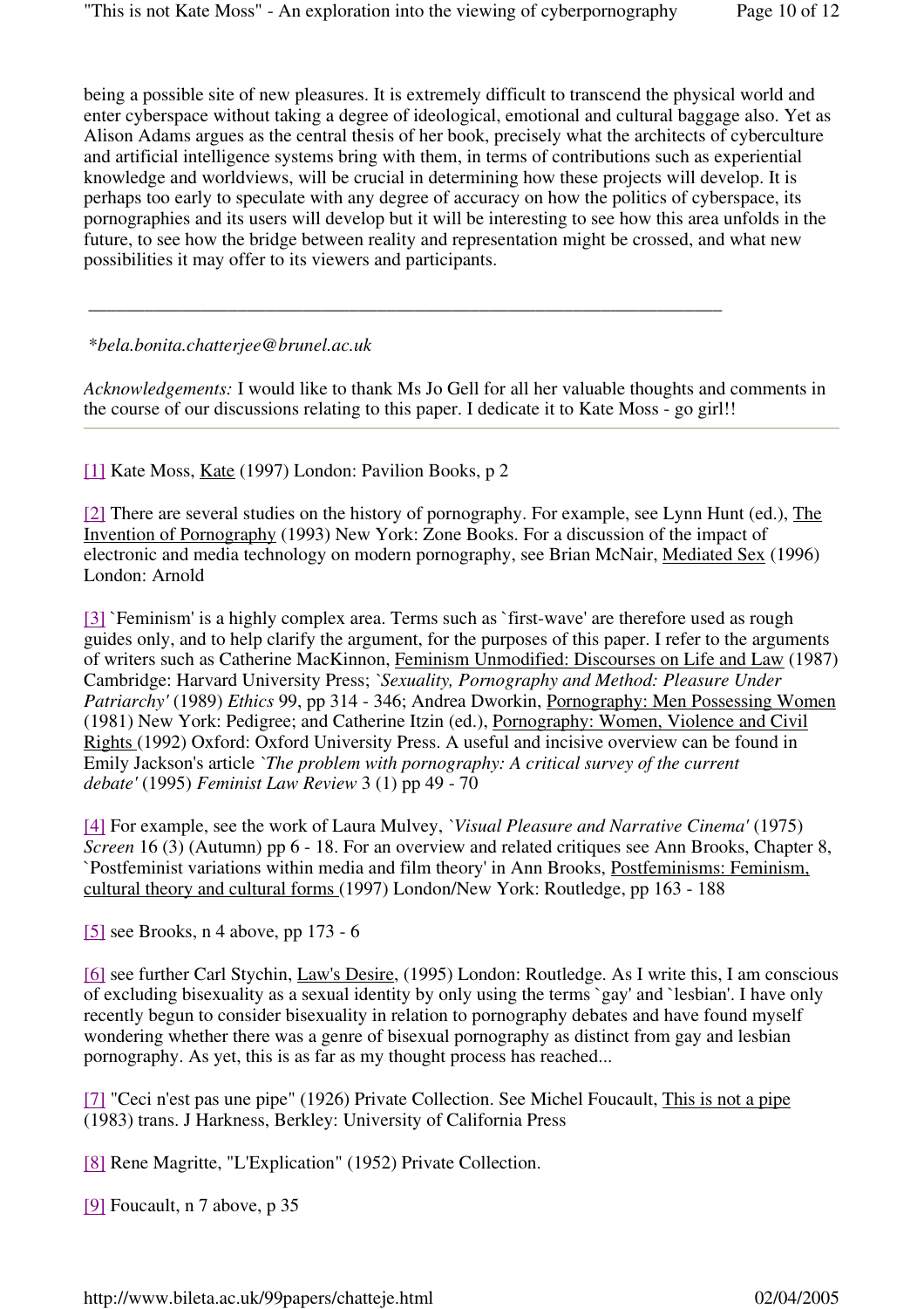being a possible site of new pleasures. It is extremely difficult to transcend the physical world and enter cyberspace without taking a degree of ideological, emotional and cultural baggage also. Yet as Alison Adams argues as the central thesis of her book, precisely what the architects of cyberculture and artificial intelligence systems bring with them, in terms of contributions such as experiential knowledge and worldviews, will be crucial in determining how these projects will develop. It is perhaps too early to speculate with any degree of accuracy on how the politics of cyberspace, its pornographies and its users will develop but it will be interesting to see how this area unfolds in the future, to see how the bridge between reality and representation might be crossed, and what new possibilities it may offer to its viewers and participants.

---

*\*bela.bonita.chatterjee@brunel.ac.uk*

*Acknowledgements:* I would like to thank Ms Jo Gell for all her valuable thoughts and comments in the course of our discussions relating to this paper. I dedicate it to Kate Moss - go girl!!

---

[1] Kate Moss, Kate (1997) London: Pavilion Books, p 2

[2] There are several studies on the history of pornography. For example, see Lynn Hunt (ed.), The Invention of Pornography (1993) New York: Zone Books. For a discussion of the impact of electronic and media technology on modern pornography, see Brian McNair, Mediated Sex (1996) London: Arnold

[3] `Feminism' is a highly complex area. Terms such as `first-wave' are therefore used as rough guides only, and to help clarify the argument, for the purposes of this paper. I refer to the arguments of writers such as Catherine MacKinnon, Feminism Unmodified: Discourses on Life and Law (1987) Cambridge: Harvard University Press; *`Sexuality, Pornography and Method: Pleasure Under Patriarchy'* (1989) *Ethics* 99, pp 314 - 346; Andrea Dworkin, Pornography: Men Possessing Women (1981) New York: Pedigree; and Catherine Itzin (ed.), Pornography: Women, Violence and Civil Rights (1992) Oxford: Oxford University Press. A useful and incisive overview can be found in Emily Jackson's article *`The problem with pornography: A critical survey of the current debate'* (1995) *Feminist Law Review* 3 (1) pp 49 - 70

[4] For example, see the work of Laura Mulvey, *`Visual Pleasure and Narrative Cinema'* (1975) *Screen* 16 (3) (Autumn) pp 6 - 18. For an overview and related critiques see Ann Brooks, Chapter 8, `Postfeminist variations within media and film theory' in Ann Brooks, Postfeminisms: Feminism, cultural theory and cultural forms (1997) London/New York: Routledge, pp 163 - 188

[5] see Brooks, n 4 above, pp 173 - 6

[6] see further Carl Stychin, Law's Desire, (1995) London: Routledge. As I write this, I am conscious of excluding bisexuality as a sexual identity by only using the terms `gay' and `lesbian'. I have only recently begun to consider bisexuality in relation to pornography debates and have found myself wondering whether there was a genre of bisexual pornography as distinct from gay and lesbian pornography. As yet, this is as far as my thought process has reached...

[7] "Ceci n'est pas une pipe" (1926) Private Collection. See Michel Foucault, This is not a pipe (1983) trans. J Harkness, Berkley: University of California Press

[8] Rene Magritte, "L'Explication" (1952) Private Collection.

[9] Foucault, n 7 above, p 35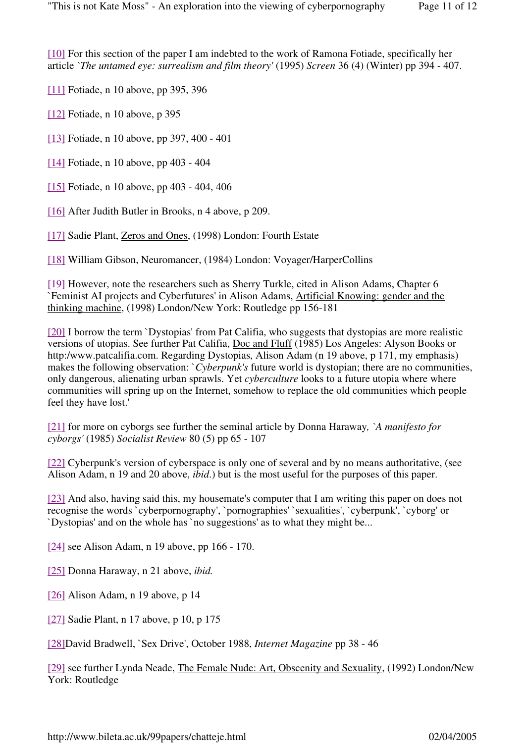[10] For this section of the paper I am indebted to the work of Ramona Fotiade, specifically her article *`The untamed eye: surrealism and film theory'* (1995) *Screen* 36 (4) (Winter) pp 394 - 407.

[11] Fotiade, n 10 above, pp 395, 396

[12] Fotiade, n 10 above, p 395

[13] Fotiade, n 10 above, pp 397, 400 - 401

[14] Fotiade, n 10 above, pp 403 - 404

[15] Fotiade, n 10 above, pp 403 - 404, 406

[16] After Judith Butler in Brooks, n 4 above, p 209.

[17] Sadie Plant, Zeros and Ones, (1998) London: Fourth Estate

[18] William Gibson, Neuromancer, (1984) London: Voyager/HarperCollins

[19] However, note the researchers such as Sherry Turkle, cited in Alison Adams, Chapter 6 `Feminist AI projects and Cyberfutures' in Alison Adams, Artificial Knowing: gender and the thinking machine, (1998) London/New York: Routledge pp 156-181

[20] I borrow the term `Dystopias' from Pat Califia, who suggests that dystopias are more realistic versions of utopias. See further Pat Califia, Doc and Fluff (1985) Los Angeles: Alyson Books or http:/www.patcalifia.com. Regarding Dystopias, Alison Adam (n 19 above, p 171, my emphasis) makes the following observation: `*Cyberpunk's* future world is dystopian; there are no communities, only dangerous, alienating urban sprawls. Yet *cyberculture* looks to a future utopia where where communities will spring up on the Internet, somehow to replace the old communities which people feel they have lost.'

[21] for more on cyborgs see further the seminal article by Donna Haraway, *`A manifesto for cyborgs'* (1985) *Socialist Review* 80 (5) pp 65 - 107

[22] Cyberpunk's version of cyberspace is only one of several and by no means authoritative, (see Alison Adam, n 19 and 20 above, *ibid*.) but is the most useful for the purposes of this paper.

[23] And also, having said this, my housemate's computer that I am writing this paper on does not recognise the words `cyberpornography', `pornographies' `sexualities', `cyberpunk', `cyborg' or `Dystopias' and on the whole has `no suggestions' as to what they might be...

[24] see Alison Adam, n 19 above, pp 166 - 170.

[25] Donna Haraway, n 21 above, *ibid.*

[26] Alison Adam, n 19 above, p 14

[27] Sadie Plant, n 17 above, p 10, p 175

[28]David Bradwell, `Sex Drive', October 1988, *Internet Magazine* pp 38 - 46

[29] see further Lynda Neade, The Female Nude: Art, Obscenity and Sexuality, (1992) London/New York: Routledge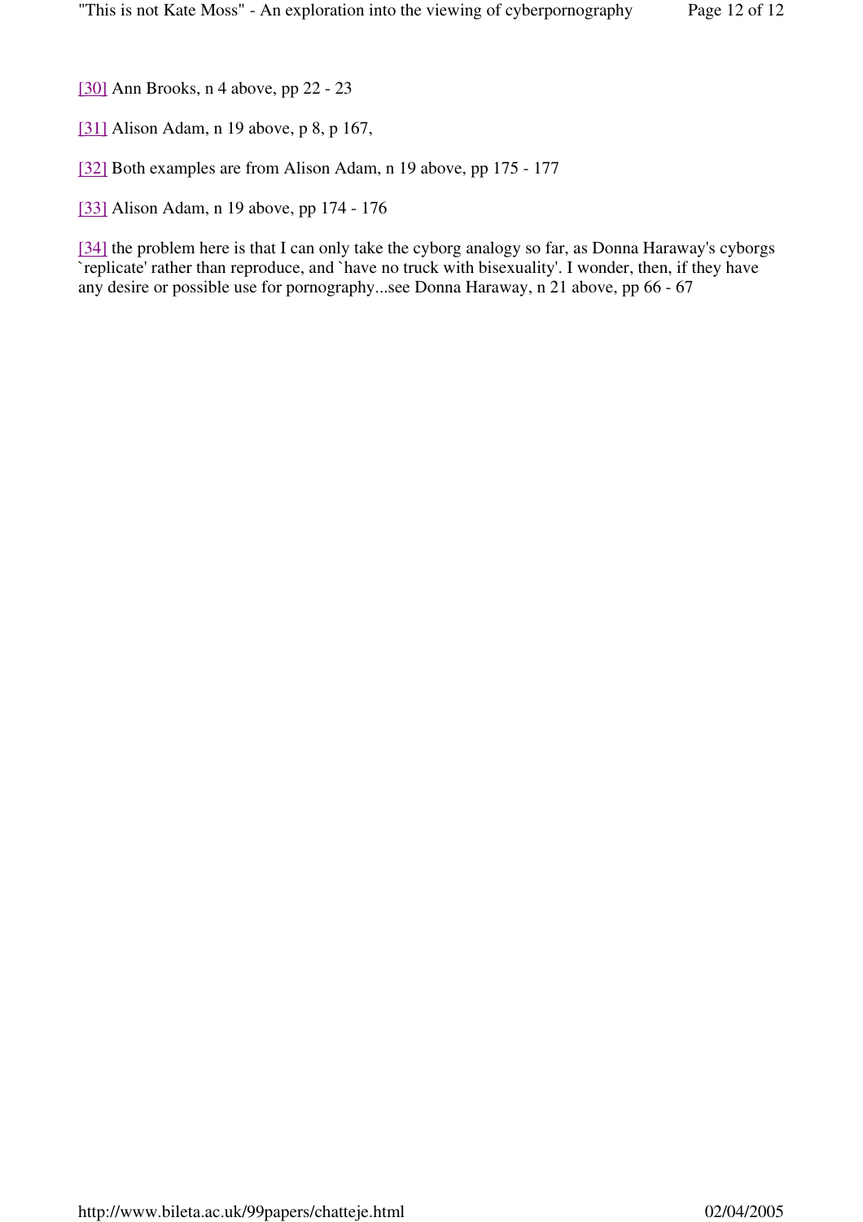[30] Ann Brooks, n 4 above, pp 22 - 23

[31] Alison Adam, n 19 above, p 8, p 167,

[32] Both examples are from Alison Adam, n 19 above, pp 175 - 177

[33] Alison Adam, n 19 above, pp 174 - 176

[34] the problem here is that I can only take the cyborg analogy so far, as Donna Haraway's cyborgs `replicate' rather than reproduce, and `have no truck with bisexuality'. I wonder, then, if they have any desire or possible use for pornography...see Donna Haraway, n 21 above, pp 66 - 67